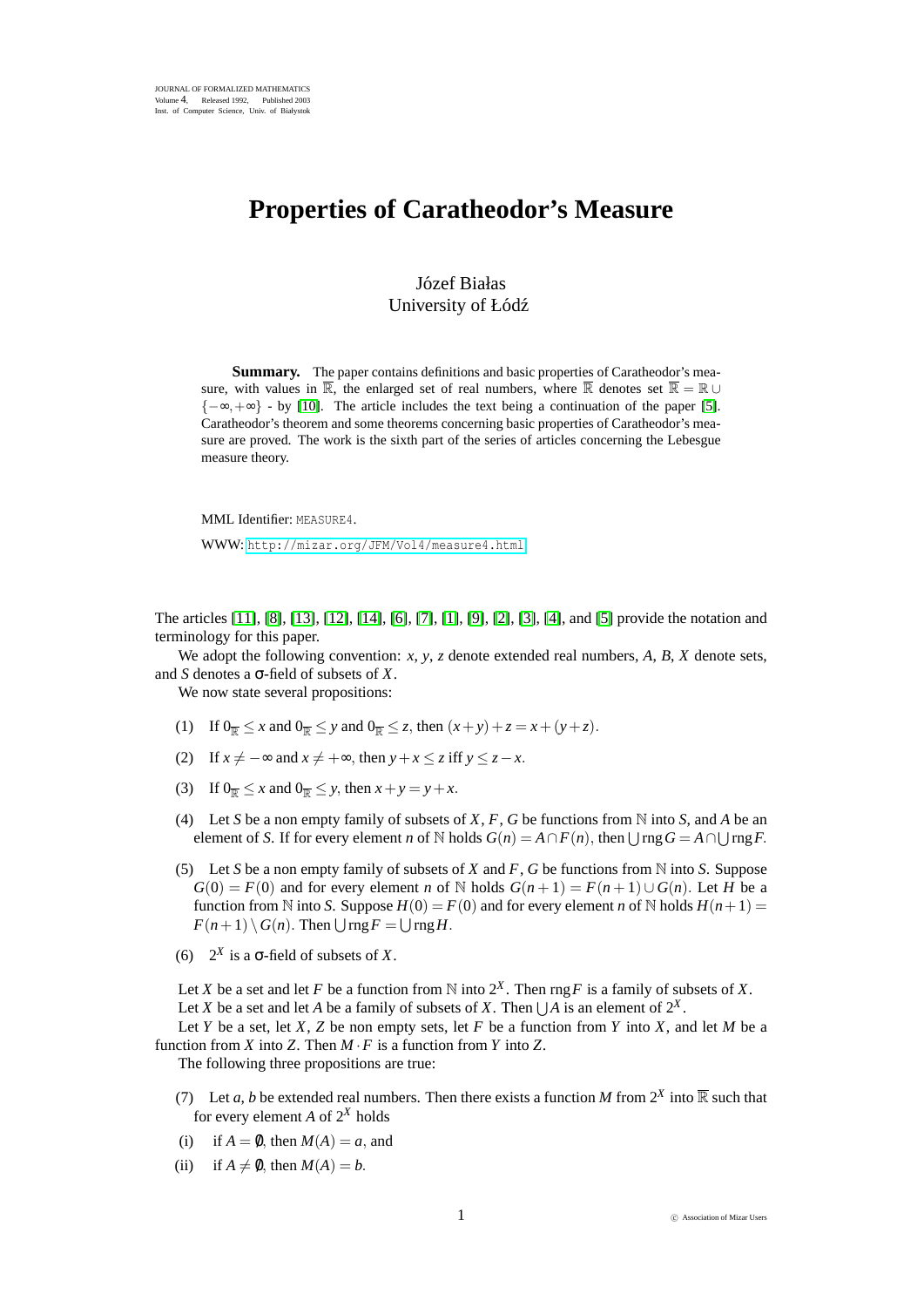# Properties of Caratheodor's Measure

Józef Białas
University of Łódź

**Summary.** The paper contains definitions and basic properties of Caratheodor's measure, with values in $\overline{\mathbb{R}}$, the enlarged set of real numbers, where $\overline{\mathbb{R}}$ denotes set $\overline{\mathbb{R}} = \mathbb{R} \cup \{-\infty, +\infty\}$ - by [10]. The article includes the text being a continuation of the paper [5]. Caratheodor's theorem and some theorems concerning basic properties of Caratheodor's measure are proved. The work is the sixth part of the series of articles concerning the Lebesgue measure theory.

MML Identifier: MEASURE4.

WWW: http://mizar.org/JFM/Vol4/measure4.html

The articles [11], [8], [13], [12], [14], [6], [7], [1], [9], [2], [3], [4], and [5] provide the notation and terminology for this paper.

We adopt the following convention: $x$, $y$, $z$ denote extended real numbers, $A$, $B$, $X$ denote sets, and $S$ denotes a σ-field of subsets of $X$.

We now state several propositions:

(1) If $0_{\overline{\mathbb{R}}} \leq x$ and $0_{\overline{\mathbb{R}}} \leq y$ and $0_{\overline{\mathbb{R}}} \leq z$, then $(x+y)+z = x+(y+z)$.

(2) If $x \neq -\infty$ and $x \neq +\infty$, then $y+x \leq z$ iff $y \leq z-x$.

(3) If $0_{\overline{\mathbb{R}}} \leq x$ and $0_{\overline{\mathbb{R}}} \leq y$, then $x+y = y+x$.

(4) Let $S$ be a non empty family of subsets of $X$, $F$, $G$ be functions from $\mathbb{N}$ into $S$, and $A$ be an element of $S$. If for every element $n$ of $\mathbb{N}$ holds $G(n) = A \cap F(n)$, then $\bigcup \operatorname{rng} G = A \cap \bigcup \operatorname{rng} F$.

(5) Let $S$ be a non empty family of subsets of $X$ and $F$, $G$ be functions from $\mathbb{N}$ into $S$. Suppose $G(0) = F(0)$ and for every element $n$ of $\mathbb{N}$ holds $G(n+1) = F(n+1) \cup G(n)$. Let $H$ be a function from $\mathbb{N}$ into $S$. Suppose $H(0) = F(0)$ and for every element $n$ of $\mathbb{N}$ holds $H(n+1) = F(n+1) \setminus G(n)$. Then $\bigcup \operatorname{rng} F = \bigcup \operatorname{rng} H$.

(6) $2^X$ is a σ-field of subsets of $X$.

Let $X$ be a set and let $F$ be a function from $\mathbb{N}$ into $2^X$. Then $\operatorname{rng} F$ is a family of subsets of $X$.

Let $X$ be a set and let $A$ be a family of subsets of $X$. Then $\bigcup A$ is an element of $2^X$.

Let $Y$ be a set, let $X$, $Z$ be non empty sets, let $F$ be a function from $Y$ into $X$, and let $M$ be a function from $X$ into $Z$. Then $M \cdot F$ is a function from $Y$ into $Z$.

The following three propositions are true:

(7) Let $a$, $b$ be extended real numbers. Then there exists a function $M$ from $2^X$ into $\overline{\mathbb{R}}$ such that for every element $A$ of $2^X$ holds

(i) if $A = \emptyset$, then $M(A) = a$, and

(ii) if $A \neq \emptyset$, then $M(A) = b$.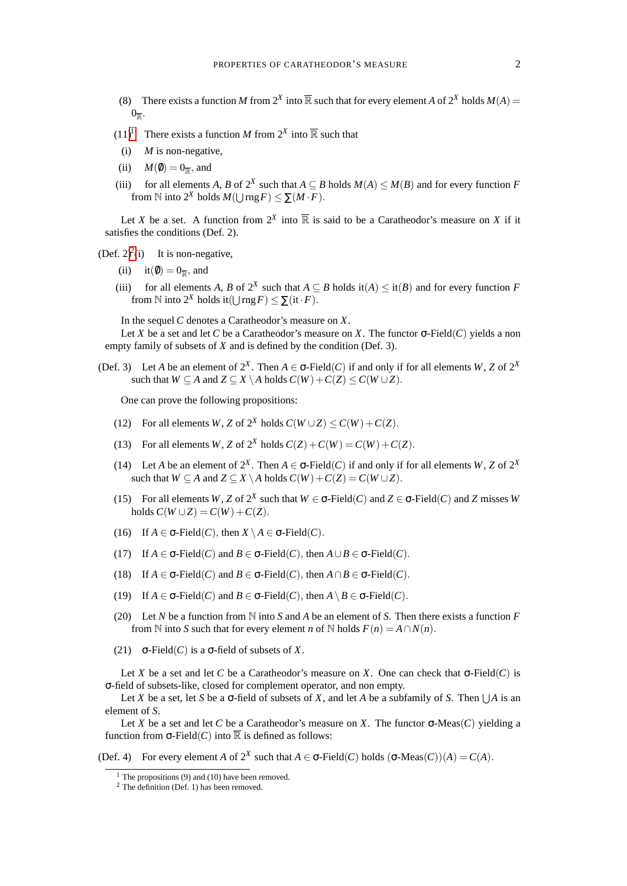(8) There exists a function $M$ from $2^X$ into $\overline{\mathbb{R}}$ such that for every element $A$ of $2^X$ holds $M(A) = 0_{\overline{\mathbb{R}}}$.

(11)[1] There exists a function $M$ from $2^X$ into $\overline{\mathbb{R}}$ such that

(i) $M$ is non-negative,

(ii) $M(\emptyset) = 0_{\overline{\mathbb{R}}}$, and

(iii) for all elements $A$, $B$ of $2^X$ such that $A \subseteq B$ holds $M(A) \leq M(B)$ and for every function $F$ from $\mathbb{N}$ into $2^X$ holds $M(\bigcup \operatorname{rng} F) \leq \sum (M \cdot F)$.

Let $X$ be a set. A function from $2^X$ into $\overline{\mathbb{R}}$ is said to be a Caratheodor's measure on $X$ if it satisfies the conditions (Def. 2).

(Def. 2)[2](i) It is non-negative,

(ii) $\text{it}(\emptyset) = 0_{\overline{\mathbb{R}}}$, and

(iii) for all elements $A$, $B$ of $2^X$ such that $A \subseteq B$ holds $\text{it}(A) \leq \text{it}(B)$ and for every function $F$ from $\mathbb{N}$ into $2^X$ holds $\text{it}(\bigcup \operatorname{rng} F) \leq \sum (\text{it} \cdot F)$.

In the sequel $C$ denotes a Caratheodor's measure on $X$.

Let $X$ be a set and let $C$ be a Caratheodor's measure on $X$. The functor $\sigma\text{-Field}(C)$ yields a non empty family of subsets of $X$ and is defined by the condition (Def. 3).

(Def. 3) Let $A$ be an element of $2^X$. Then $A \in \sigma\text{-Field}(C)$ if and only if for all elements $W$, $Z$ of $2^X$ such that $W \subseteq A$ and $Z \subseteq X \setminus A$ holds $C(W) + C(Z) \leq C(W \cup Z)$.

One can prove the following propositions:

(12) For all elements $W$, $Z$ of $2^X$ holds $C(W \cup Z) \leq C(W) + C(Z)$.

(13) For all elements $W$, $Z$ of $2^X$ holds $C(Z) + C(W) = C(W) + C(Z)$.

(14) Let $A$ be an element of $2^X$. Then $A \in \sigma\text{-Field}(C)$ if and only if for all elements $W$, $Z$ of $2^X$ such that $W \subseteq A$ and $Z \subseteq X \setminus A$ holds $C(W) + C(Z) = C(W \cup Z)$.

(15) For all elements $W$, $Z$ of $2^X$ such that $W \in \sigma\text{-Field}(C)$ and $Z \in \sigma\text{-Field}(C)$ and $Z$ misses $W$ holds $C(W \cup Z) = C(W) + C(Z)$.

(16) If $A \in \sigma\text{-Field}(C)$, then $X \setminus A \in \sigma\text{-Field}(C)$.

(17) If $A \in \sigma\text{-Field}(C)$ and $B \in \sigma\text{-Field}(C)$, then $A \cup B \in \sigma\text{-Field}(C)$.

(18) If $A \in \sigma\text{-Field}(C)$ and $B \in \sigma\text{-Field}(C)$, then $A \cap B \in \sigma\text{-Field}(C)$.

(19) If $A \in \sigma\text{-Field}(C)$ and $B \in \sigma\text{-Field}(C)$, then $A \setminus B \in \sigma\text{-Field}(C)$.

(20) Let $N$ be a function from $\mathbb{N}$ into $S$ and $A$ be an element of $S$. Then there exists a function $F$ from $\mathbb{N}$ into $S$ such that for every element $n$ of $\mathbb{N}$ holds $F(n) = A \cap N(n)$.

(21) $\sigma\text{-Field}(C)$ is a $\sigma$-field of subsets of $X$.

Let $X$ be a set and let $C$ be a Caratheodor's measure on $X$. One can check that $\sigma\text{-Field}(C)$ is $\sigma$-field of subsets-like, closed for complement operator, and non empty.

Let $X$ be a set, let $S$ be a $\sigma$-field of subsets of $X$, and let $A$ be a subfamily of $S$. Then $\bigcup A$ is an element of $S$.

Let $X$ be a set and let $C$ be a Caratheodor's measure on $X$. The functor $\sigma\text{-Meas}(C)$ yielding a function from $\sigma\text{-Field}(C)$ into $\overline{\mathbb{R}}$ is defined as follows:

(Def. 4) For every element $A$ of $2^X$ such that $A \in \sigma\text{-Field}(C)$ holds $(\sigma\text{-Meas}(C))(A) = C(A)$.

---

[1] The propositions (9) and (10) have been removed.

[2] The definition (Def. 1) has been removed.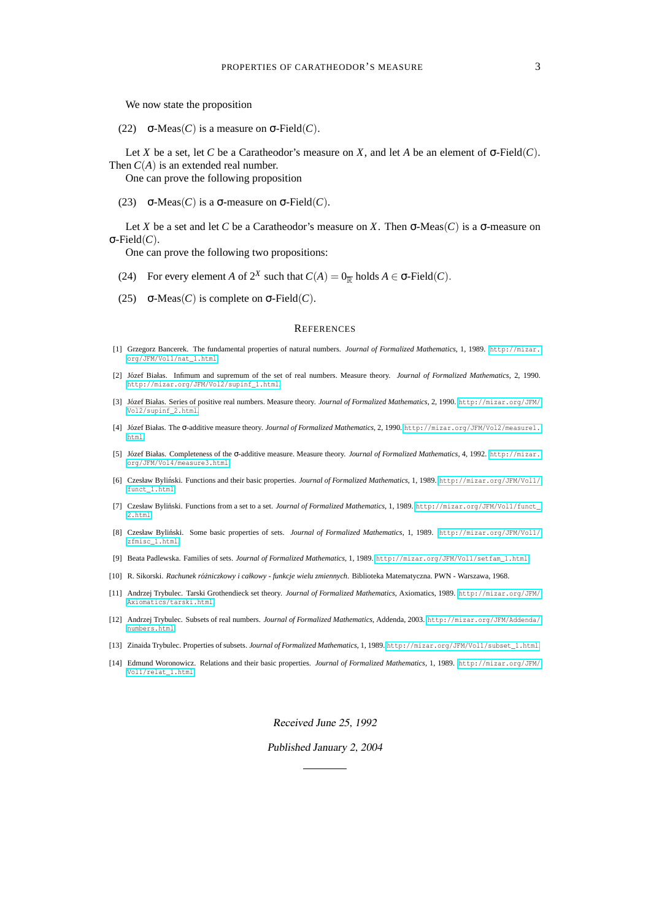We now state the proposition

(22) $\sigma$-Meas$(C)$ is a measure on $\sigma$-Field$(C)$.

Let $X$ be a set, let $C$ be a Caratheodor's measure on $X$, and let $A$ be an element of $\sigma$-Field$(C)$. Then $C(A)$ is an extended real number.

One can prove the following proposition

(23) $\sigma$-Meas$(C)$ is a $\sigma$-measure on $\sigma$-Field$(C)$.

Let $X$ be a set and let $C$ be a Caratheodor's measure on $X$. Then $\sigma$-Meas$(C)$ is a $\sigma$-measure on $\sigma$-Field$(C)$.

One can prove the following two propositions:

(24) For every element $A$ of $2^X$ such that $C(A) = 0_{\overline{\mathbb{R}}}$ holds $A \in \sigma$-Field$(C)$.

(25) $\sigma$-Meas$(C)$ is complete on $\sigma$-Field$(C)$.

## References

[1] Grzegorz Bancerek. The fundamental properties of natural numbers. *Journal of Formalized Mathematics*, 1, 1989. http://mizar.org/JFM/Vol1/nat_1.html.

[2] Józef Białas. Infimum and supremum of the set of real numbers. Measure theory. *Journal of Formalized Mathematics*, 2, 1990. http://mizar.org/JFM/Vol2/supinf_1.html.

[3] Józef Białas. Series of positive real numbers. Measure theory. *Journal of Formalized Mathematics*, 2, 1990. http://mizar.org/JFM/Vol2/supinf_2.html.

[4] Józef Białas. The $\sigma$-additive measure theory. *Journal of Formalized Mathematics*, 2, 1990. http://mizar.org/JFM/Vol2/measure1.html.

[5] Józef Białas. Completeness of the $\sigma$-additive measure. Measure theory. *Journal of Formalized Mathematics*, 4, 1992. http://mizar.org/JFM/Vol4/measure3.html.

[6] Czesław Byliński. Functions and their basic properties. *Journal of Formalized Mathematics*, 1, 1989. http://mizar.org/JFM/Vol1/funct_1.html.

[7] Czesław Byliński. Functions from a set to a set. *Journal of Formalized Mathematics*, 1, 1989. http://mizar.org/JFM/Vol1/funct_2.html.

[8] Czesław Byliński. Some basic properties of sets. *Journal of Formalized Mathematics*, 1, 1989. http://mizar.org/JFM/Vol1/zfmisc_1.html.

[9] Beata Padlewska. Families of sets. *Journal of Formalized Mathematics*, 1, 1989. http://mizar.org/JFM/Vol1/setfam_1.html.

[10] R. Sikorski. *Rachunek różniczkowy i całkowy - funkcje wielu zmiennych*. Biblioteka Matematyczna. PWN - Warszawa, 1968.

[11] Andrzej Trybulec. Tarski Grothendieck set theory. *Journal of Formalized Mathematics*, Axiomatics, 1989. http://mizar.org/JFM/Axiomatics/tarski.html.

[12] Andrzej Trybulec. Subsets of real numbers. *Journal of Formalized Mathematics*, Addenda, 2003. http://mizar.org/JFM/Addenda/numbers.html.

[13] Zinaida Trybulec. Properties of subsets. *Journal of Formalized Mathematics*, 1, 1989. http://mizar.org/JFM/Vol1/subset_1.html.

[14] Edmund Woronowicz. Relations and their basic properties. *Journal of Formalized Mathematics*, 1, 1989. http://mizar.org/JFM/Vol1/relat_1.html.

*Received June 25, 1992*

*Published January 2, 2004*